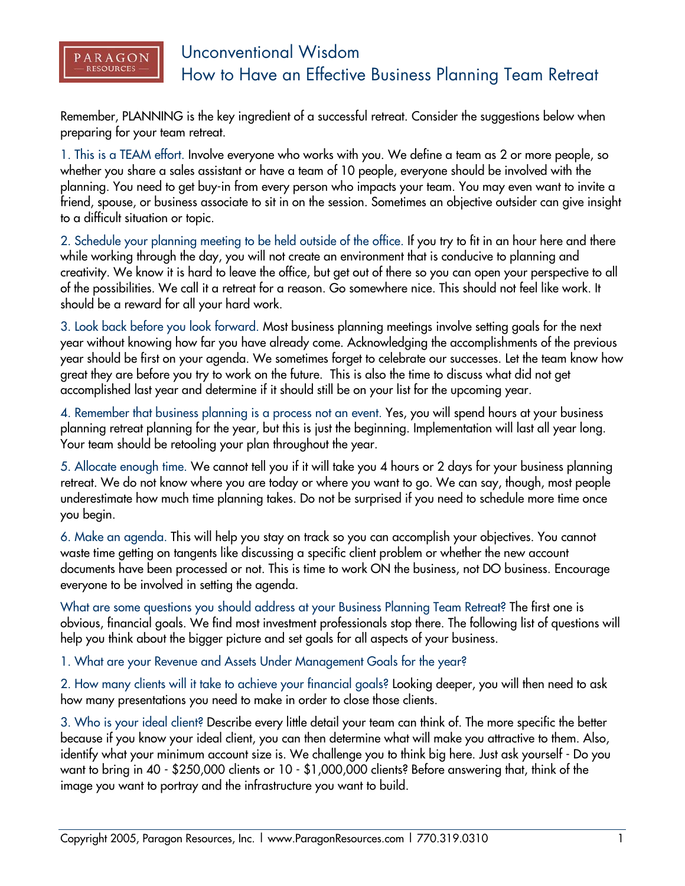# Unconventional Wisdom

## How to Have an Effective Business Planning Team Retreat

Remember, PLANNING is the key ingredient of a successful retreat. Consider the suggestions below when preparing for your team retreat.

1. This is a TEAM effort. Involve everyone who works with you. We define a team as 2 or more people, so whether you share a sales assistant or have a team of 10 people, everyone should be involved with the planning. You need to get buy-in from every person who impacts your team. You may even want to invite a friend, spouse, or business associate to sit in on the session. Sometimes an objective outsider can give insight to a difficult situation or topic.

2. Schedule your planning meeting to be held outside of the office. If you try to fit in an hour here and there while working through the day, you will not create an environment that is conducive to planning and creativity. We know it is hard to leave the office, but get out of there so you can open your perspective to all of the possibilities. We call it a retreat for a reason. Go somewhere nice. This should not feel like work. It should be a reward for all your hard work.

3. Look back before you look forward. Most business planning meetings involve setting goals for the next year without knowing how far you have already come. Acknowledging the accomplishments of the previous year should be first on your agenda. We sometimes forget to celebrate our successes. Let the team know how great they are before you try to work on the future. This is also the time to discuss what did not get accomplished last year and determine if it should still be on your list for the upcoming year.

4. Remember that business planning is a process not an event. Yes, you will spend hours at your business planning retreat planning for the year, but this is just the beginning. Implementation will last all year long. Your team should be retooling your plan throughout the year.

5. Allocate enough time. We cannot tell you if it will take you 4 hours or 2 days for your business planning retreat. We do not know where you are today or where you want to go. We can say, though, most people underestimate how much time planning takes. Do not be surprised if you need to schedule more time once you begin.

6. Make an agenda. This will help you stay on track so you can accomplish your objectives. You cannot waste time getting on tangents like discussing a specific client problem or whether the new account documents have been processed or not. This is time to work ON the business, not DO business. Encourage everyone to be involved in setting the agenda.

What are some questions you should address at your Business Planning Team Retreat? The first one is obvious, financial goals. We find most investment professionals stop there. The following list of questions will help you think about the bigger picture and set goals for all aspects of your business.

1. What are your Revenue and Assets Under Management Goals for the year?

2. How many clients will it take to achieve your financial goals? Looking deeper, you will then need to ask how many presentations you need to make in order to close those clients.

3. Who is your ideal client? Describe every little detail your team can think of. The more specific the better because if you know your ideal client, you can then determine what will make you attractive to them. Also, identify what your minimum account size is. We challenge you to think big here. Just ask yourself - Do you want to bring in 40 - $250,000 clients or 10 - $1,000,000 clients? Before answering that, think of the image you want to portray and the infrastructure you want to build.

Copyright 2005, Paragon Resources, Inc. | www.ParagonResources.com | 770.319.0310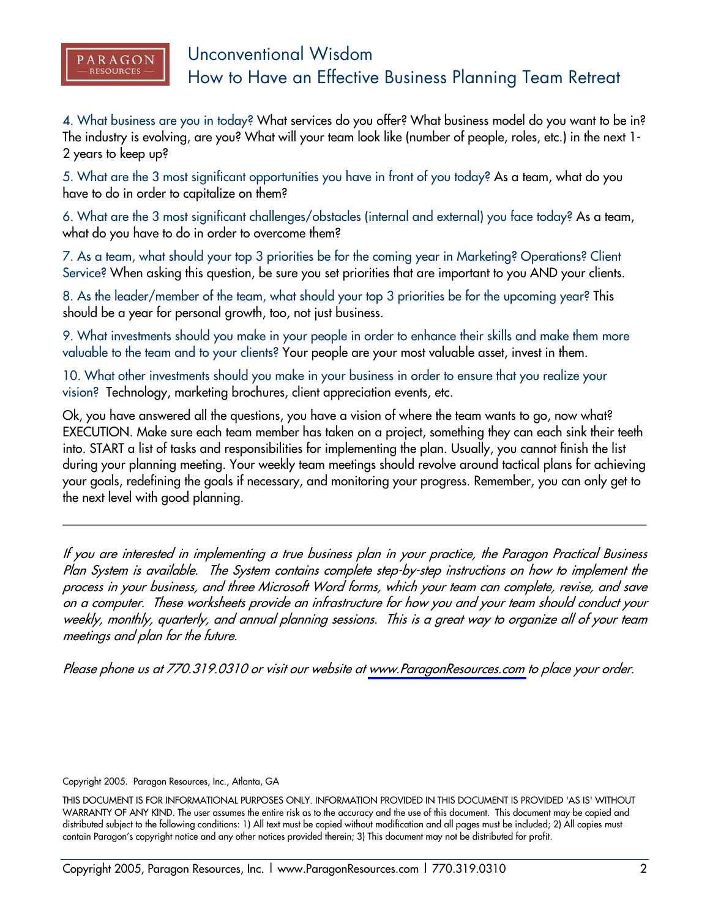4. What business are you in today? What services do you offer? What business model do you want to be in? The industry is evolving, are you? What will your team look like (number of people, roles, etc.) in the next 1-2 years to keep up?

5. What are the 3 most significant opportunities you have in front of you today? As a team, what do you have to do in order to capitalize on them?

6. What are the 3 most significant challenges/obstacles (internal and external) you face today? As a team, what do you have to do in order to overcome them?

7. As a team, what should your top 3 priorities be for the coming year in Marketing? Operations? Client Service? When asking this question, be sure you set priorities that are important to you AND your clients.

8. As the leader/member of the team, what should your top 3 priorities be for the upcoming year? This should be a year for personal growth, too, not just business.

9. What investments should you make in your people in order to enhance their skills and make them more valuable to the team and to your clients? Your people are your most valuable asset, invest in them.

10. What other investments should you make in your business in order to ensure that you realize your vision? Technology, marketing brochures, client appreciation events, etc.

Ok, you have answered all the questions, you have a vision of where the team wants to go, now what? EXECUTION. Make sure each team member has taken on a project, something they can each sink their teeth into. START a list of tasks and responsibilities for implementing the plan. Usually, you cannot finish the list during your planning meeting. Your weekly team meetings should revolve around tactical plans for achieving your goals, redefining the goals if necessary, and monitoring your progress. Remember, you can only get to the next level with good planning.

---

*If you are interested in implementing a true business plan in your practice, the Paragon Practical Business Plan System is available. The System contains complete step-by-step instructions on how to implement the process in your business, and three Microsoft Word forms, which your team can complete, revise, and save on a computer. These worksheets provide an infrastructure for how you and your team should conduct your weekly, monthly, quarterly, and annual planning sessions. This is a great way to organize all of your team meetings and plan for the future.*

*Please phone us at 770.319.0310 or visit our website at www.ParagonResources.com to place your order.*

Copyright 2005. Paragon Resources, Inc., Atlanta, GA

THIS DOCUMENT IS FOR INFORMATIONAL PURPOSES ONLY. INFORMATION PROVIDED IN THIS DOCUMENT IS PROVIDED 'AS IS' WITHOUT WARRANTY OF ANY KIND. The user assumes the entire risk as to the accuracy and the use of this document. This document may be copied and distributed subject to the following conditions: 1) All text must be copied without modification and all pages must be included; 2) All copies must contain Paragon's copyright notice and any other notices provided therein; 3) This document may not be distributed for profit.